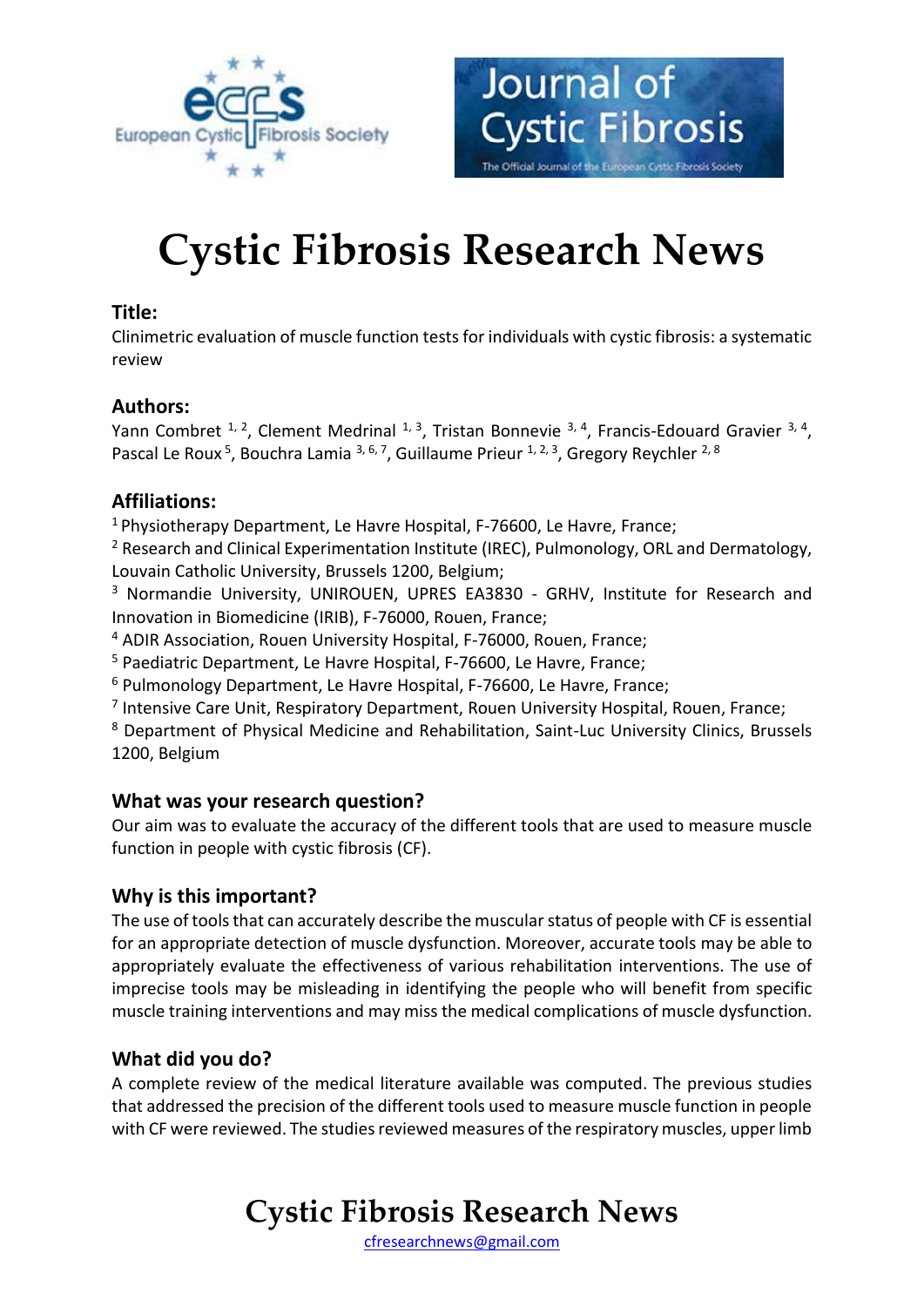# Cystic Fibrosis Research News

### Title:

Clinimetric evaluation of muscle function tests for individuals with cystic fibrosis: a systematic review

### Authors:

Yann Combret [1, 2], Clement Medrinal [1, 3], Tristan Bonnevie [3, 4], Francis-Edouard Gravier [3, 4], Pascal Le Roux [5], Bouchra Lamia [3, 6, 7], Guillaume Prieur [1, 2, 3], Gregory Reychler [2, 8]

### Affiliations:

[1] Physiotherapy Department, Le Havre Hospital, F-76600, Le Havre, France;
[2] Research and Clinical Experimentation Institute (IREC), Pulmonology, ORL and Dermatology, Louvain Catholic University, Brussels 1200, Belgium;
[3] Normandie University, UNIROUEN, UPRES EA3830 - GRHV, Institute for Research and Innovation in Biomedicine (IRIB), F-76000, Rouen, France;
[4] ADIR Association, Rouen University Hospital, F-76000, Rouen, France;
[5] Paediatric Department, Le Havre Hospital, F-76600, Le Havre, France;
[6] Pulmonology Department, Le Havre Hospital, F-76600, Le Havre, France;
[7] Intensive Care Unit, Respiratory Department, Rouen University Hospital, Rouen, France;
[8] Department of Physical Medicine and Rehabilitation, Saint-Luc University Clinics, Brussels 1200, Belgium

### What was your research question?

Our aim was to evaluate the accuracy of the different tools that are used to measure muscle function in people with cystic fibrosis (CF).

### Why is this important?

The use of tools that can accurately describe the muscular status of people with CF is essential for an appropriate detection of muscle dysfunction. Moreover, accurate tools may be able to appropriately evaluate the effectiveness of various rehabilitation interventions. The use of imprecise tools may be misleading in identifying the people who will benefit from specific muscle training interventions and may miss the medical complications of muscle dysfunction.

### What did you do?

A complete review of the medical literature available was computed. The previous studies that addressed the precision of the different tools used to measure muscle function in people with CF were reviewed. The studies reviewed measures of the respiratory muscles, upper limb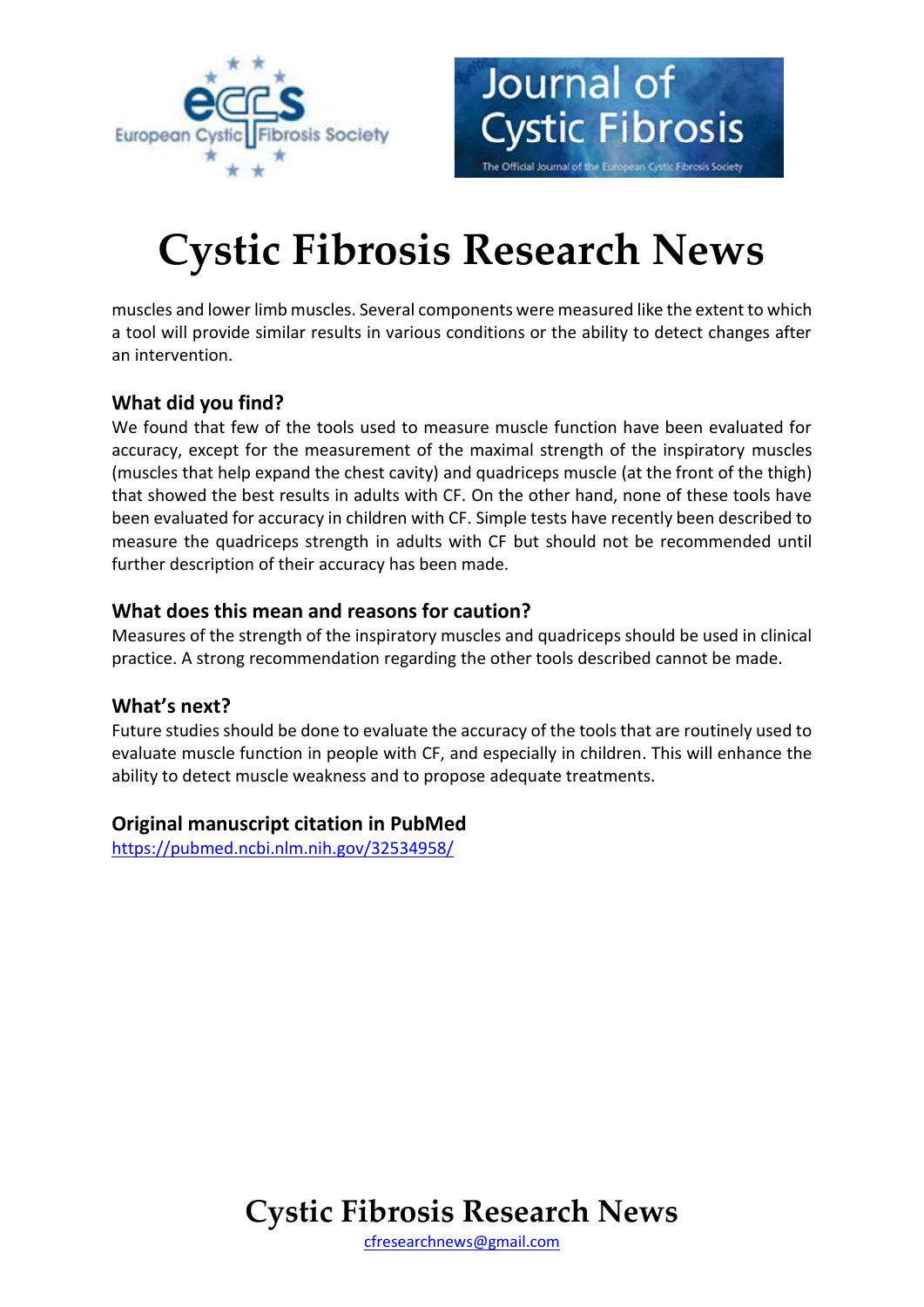muscles and lower limb muscles. Several components were measured like the extent to which a tool will provide similar results in various conditions or the ability to detect changes after an intervention.

### What did you find?

We found that few of the tools used to measure muscle function have been evaluated for accuracy, except for the measurement of the maximal strength of the inspiratory muscles (muscles that help expand the chest cavity) and quadriceps muscle (at the front of the thigh) that showed the best results in adults with CF. On the other hand, none of these tools have been evaluated for accuracy in children with CF. Simple tests have recently been described to measure the quadriceps strength in adults with CF but should not be recommended until further description of their accuracy has been made.

### What does this mean and reasons for caution?

Measures of the strength of the inspiratory muscles and quadriceps should be used in clinical practice. A strong recommendation regarding the other tools described cannot be made.

### What's next?

Future studies should be done to evaluate the accuracy of the tools that are routinely used to evaluate muscle function in people with CF, and especially in children. This will enhance the ability to detect muscle weakness and to propose adequate treatments.

### Original manuscript citation in PubMed

https://pubmed.ncbi.nlm.nih.gov/32534958/